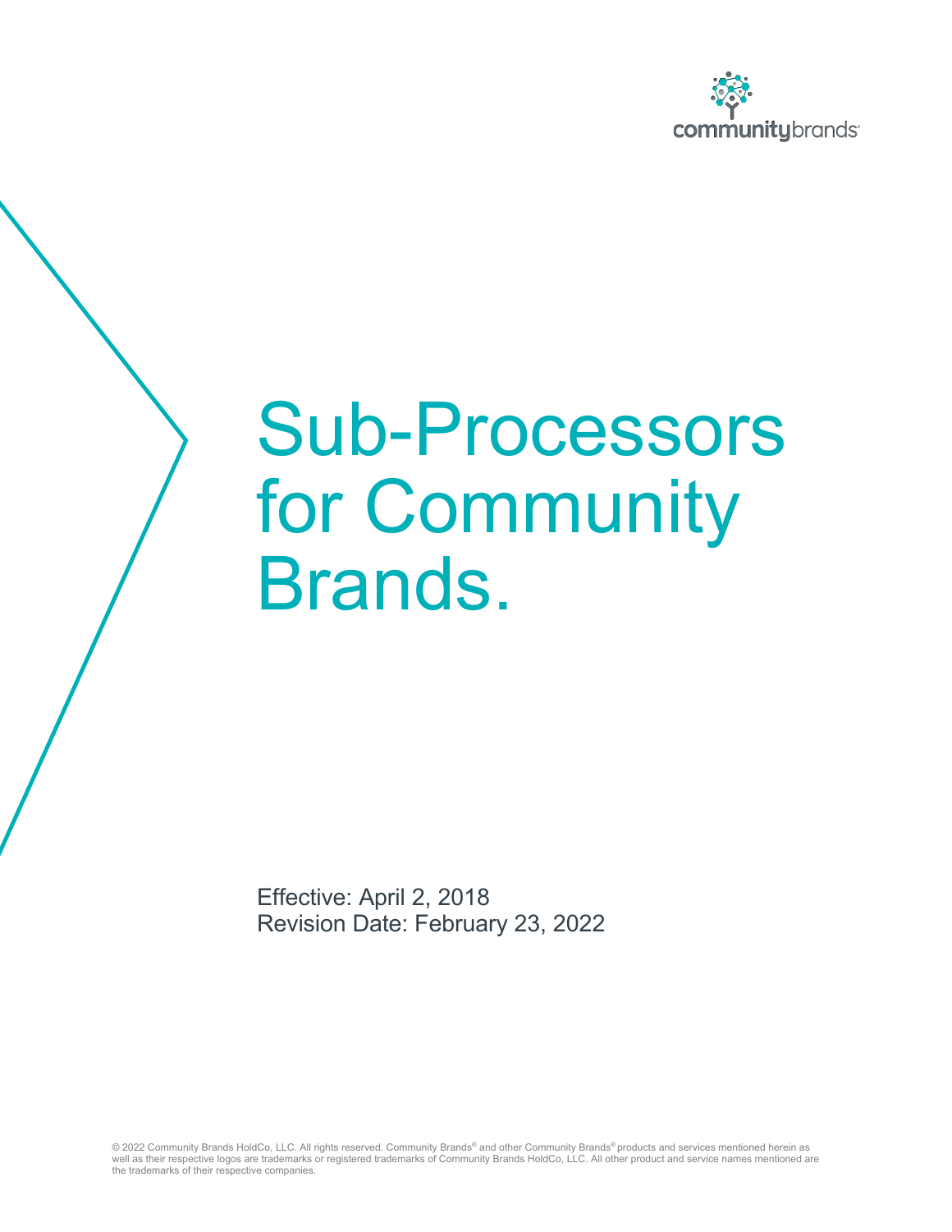# Sub-Processors for Community Brands.

Effective: April 2, 2018
Revision Date: February 23, 2022

© 2022 Community Brands HoldCo, LLC. All rights reserved. Community Brands® and other Community Brands® products and services mentioned herein as well as their respective logos are trademarks or registered trademarks of Community Brands HoldCo, LLC. All other product and service names mentioned are the trademarks of their respective companies.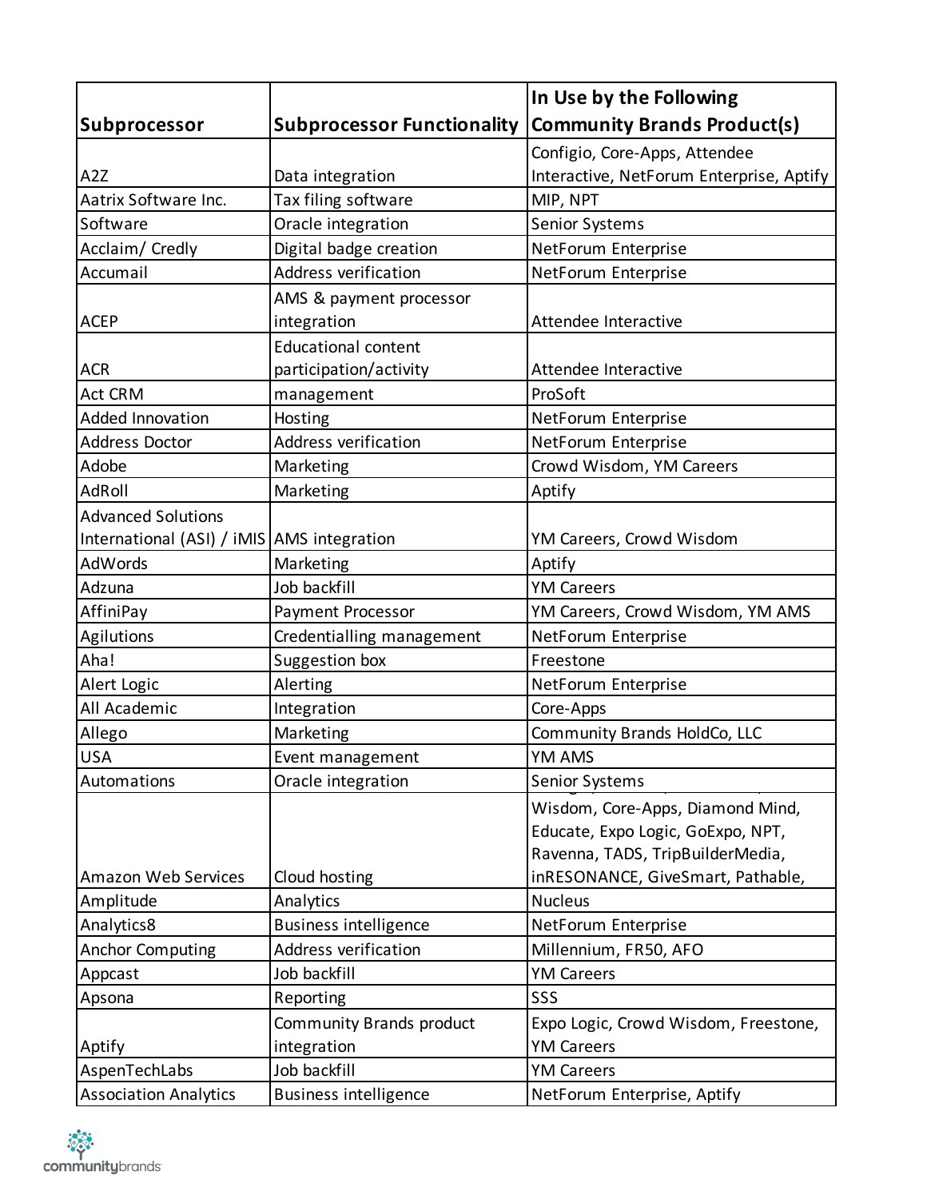| Subprocessor | Subprocessor Functionality | In Use by the Following Community Brands Product(s) |
| --- | --- | --- |
| A2Z | Data integration | Configio, Core-Apps, Attendee Interactive, NetForum Enterprise, Aptify |
| Aatrix Software Inc. | Tax filing software | MIP, NPT |
| Software | Oracle integration | Senior Systems |
| Acclaim/ Credly | Digital badge creation | NetForum Enterprise |
| Accumail | Address verification | NetForum Enterprise |
| ACEP | AMS & payment processor integration | Attendee Interactive |
| ACR | Educational content participation/activity | Attendee Interactive |
| Act CRM | management | ProSoft |
| Added Innovation | Hosting | NetForum Enterprise |
| Address Doctor | Address verification | NetForum Enterprise |
| Adobe | Marketing | Crowd Wisdom, YM Careers |
| AdRoll | Marketing | Aptify |
| Advanced Solutions International (ASI) / iMIS | AMS integration | YM Careers, Crowd Wisdom |
| AdWords | Marketing | Aptify |
| Adzuna | Job backfill | YM Careers |
| AffiniPay | Payment Processor | YM Careers, Crowd Wisdom, YM AMS |
| Agilutions | Credentialling management | NetForum Enterprise |
| Aha! | Suggestion box | Freestone |
| Alert Logic | Alerting | NetForum Enterprise |
| All Academic | Integration | Core-Apps |
| Allego | Marketing | Community Brands HoldCo, LLC |
| USA | Event management | YM AMS |
| Automations | Oracle integration | Senior Systems |
| Amazon Web Services | Cloud hosting | Wisdom, Core-Apps, Diamond Mind, Educate, Expo Logic, GoExpo, NPT, Ravenna, TADS, TripBuilderMedia, inRESONANCE, GiveSmart, Pathable, |
| Amplitude | Analytics | Nucleus |
| Analytics8 | Business intelligence | NetForum Enterprise |
| Anchor Computing | Address verification | Millennium, FR50, AFO |
| Appcast | Job backfill | YM Careers |
| Apsona | Reporting | SSS |
| Aptify | Community Brands product integration | Expo Logic, Crowd Wisdom, Freestone, YM Careers |
| AspenTechLabs | Job backfill | YM Careers |
| Association Analytics | Business intelligence | NetForum Enterprise, Aptify |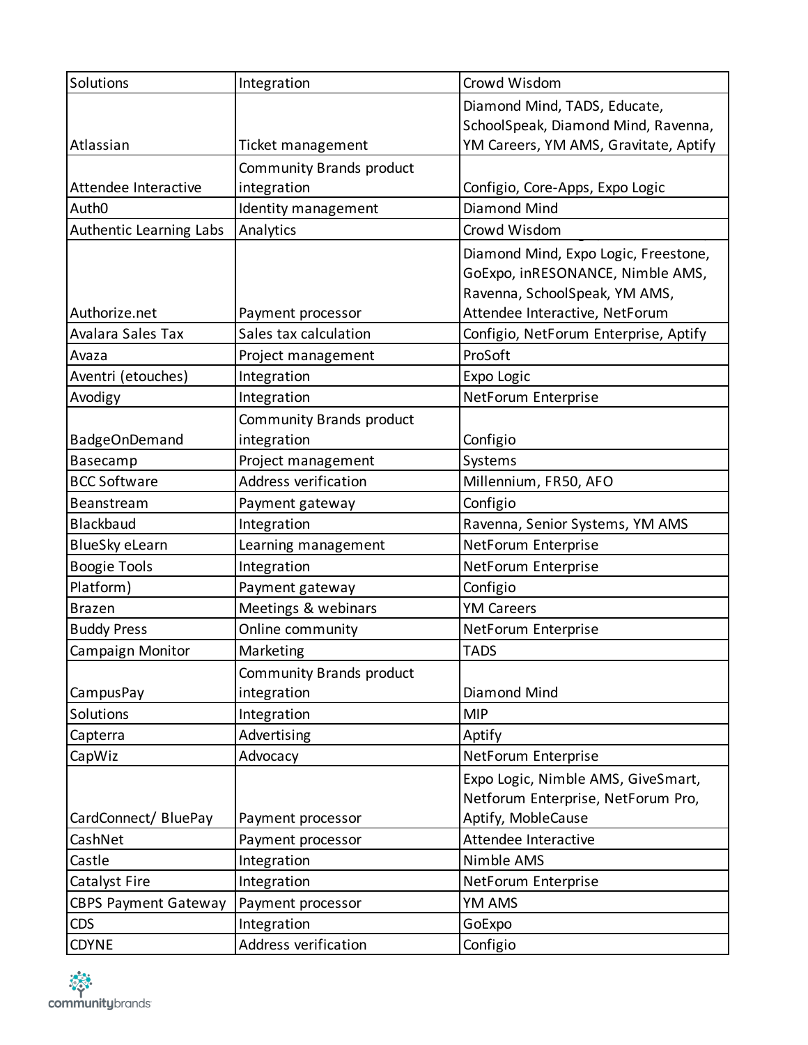| Solutions | Integration | Crowd Wisdom |
|---|---|---|
| Atlassian | Ticket management | Diamond Mind, TADS, Educate, SchoolSpeak, Diamond Mind, Ravenna, YM Careers, YM AMS, Gravitate, Aptify |
| Attendee Interactive | Community Brands product integration | Configio, Core-Apps, Expo Logic |
| Auth0 | Identity management | Diamond Mind |
| Authentic Learning Labs | Analytics | Crowd Wisdom |
| Authorize.net | Payment processor | Diamond Mind, Expo Logic, Freestone, GoExpo, inRESONANCE, Nimble AMS, Ravenna, SchoolSpeak, YM AMS, Attendee Interactive, NetForum |
| Avalara Sales Tax | Sales tax calculation | Configio, NetForum Enterprise, Aptify |
| Avaza | Project management | ProSoft |
| Aventri (etouches) | Integration | Expo Logic |
| Avodigy | Integration | NetForum Enterprise |
| BadgeOnDemand | Community Brands product integration | Configio |
| Basecamp | Project management | Systems |
| BCC Software | Address verification | Millennium, FR50, AFO |
| Beanstream | Payment gateway | Configio |
| Blackbaud | Integration | Ravenna, Senior Systems, YM AMS |
| BlueSky eLearn | Learning management | NetForum Enterprise |
| Boogie Tools | Integration | NetForum Enterprise |
| Platform) | Payment gateway | Configio |
| Brazen | Meetings & webinars | YM Careers |
| Buddy Press | Online community | NetForum Enterprise |
| Campaign Monitor | Marketing | TADS |
| CampusPay | Community Brands product integration | Diamond Mind |
| Solutions | Integration | MIP |
| Capterra | Advertising | Aptify |
| CapWiz | Advocacy | NetForum Enterprise |
| CardConnect/ BluePay | Payment processor | Expo Logic, Nimble AMS, GiveSmart, Netforum Enterprise, NetForum Pro, Aptify, MobleCause |
| CashNet | Payment processor | Attendee Interactive |
| Castle | Integration | Nimble AMS |
| Catalyst Fire | Integration | NetForum Enterprise |
| CBPS Payment Gateway | Payment processor | YM AMS |
| CDS | Integration | GoExpo |
| CDYNE | Address verification | Configio |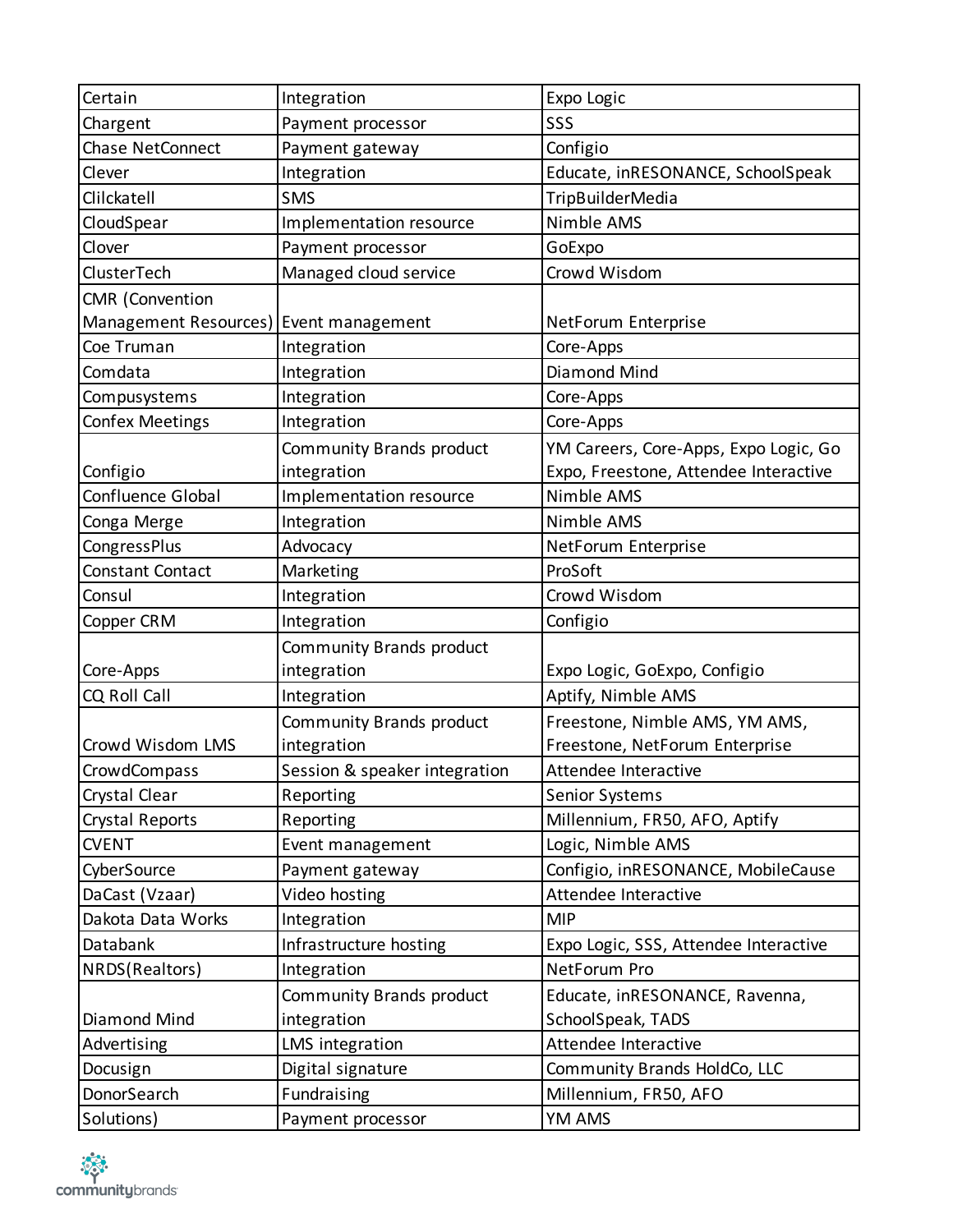| Certain | Integration | Expo Logic |
|---|---|---|
| Chargent | Payment processor | SSS |
| Chase NetConnect | Payment gateway | Configio |
| Clever | Integration | Educate, inRESONANCE, SchoolSpeak |
| Clilckatell | SMS | TripBuilderMedia |
| CloudSpear | Implementation resource | Nimble AMS |
| Clover | Payment processor | GoExpo |
| ClusterTech | Managed cloud service | Crowd Wisdom |
| CMR (Convention Management Resources) | Event management | NetForum Enterprise |
| Coe Truman | Integration | Core-Apps |
| Comdata | Integration | Diamond Mind |
| Compusystems | Integration | Core-Apps |
| Confex Meetings | Integration | Core-Apps |
| Configio | Community Brands product integration | YM Careers, Core-Apps, Expo Logic, Go Expo, Freestone, Attendee Interactive |
| Confluence Global | Implementation resource | Nimble AMS |
| Conga Merge | Integration | Nimble AMS |
| CongressPlus | Advocacy | NetForum Enterprise |
| Constant Contact | Marketing | ProSoft |
| Consul | Integration | Crowd Wisdom |
| Copper CRM | Integration | Configio |
| Core-Apps | Community Brands product integration | Expo Logic, GoExpo, Configio |
| CQ Roll Call | Integration | Aptify, Nimble AMS |
| Crowd Wisdom LMS | Community Brands product integration | Freestone, Nimble AMS, YM AMS, Freestone, NetForum Enterprise |
| CrowdCompass | Session & speaker integration | Attendee Interactive |
| Crystal Clear | Reporting | Senior Systems |
| Crystal Reports | Reporting | Millennium, FR50, AFO, Aptify |
| CVENT | Event management | Logic, Nimble AMS |
| CyberSource | Payment gateway | Configio, inRESONANCE, MobileCause |
| DaCast (Vzaar) | Video hosting | Attendee Interactive |
| Dakota Data Works | Integration | MIP |
| Databank | Infrastructure hosting | Expo Logic, SSS, Attendee Interactive |
| NRDS(Realtors) | Integration | NetForum Pro |
| Diamond Mind | Community Brands product integration | Educate, inRESONANCE, Ravenna, SchoolSpeak, TADS |
| Advertising | LMS integration | Attendee Interactive |
| Docusign | Digital signature | Community Brands HoldCo, LLC |
| DonorSearch | Fundraising | Millennium, FR50, AFO |
| Solutions) | Payment processor | YM AMS |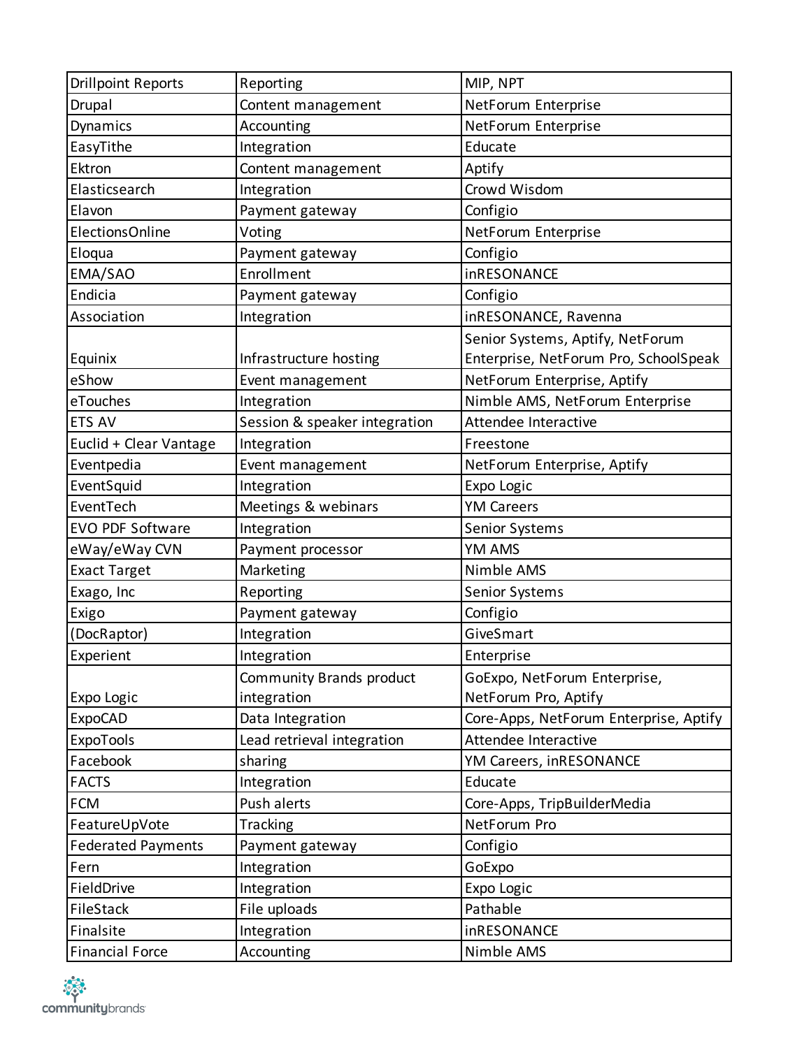| Drillpoint Reports | Reporting | MIP, NPT |
|---|---|---|
| Drupal | Content management | NetForum Enterprise |
| Dynamics | Accounting | NetForum Enterprise |
| EasyTithe | Integration | Educate |
| Ektron | Content management | Aptify |
| Elasticsearch | Integration | Crowd Wisdom |
| Elavon | Payment gateway | Configio |
| ElectionsOnline | Voting | NetForum Enterprise |
| Eloqua | Payment gateway | Configio |
| EMA/SAO | Enrollment | inRESONANCE |
| Endicia | Payment gateway | Configio |
| Association | Integration | inRESONANCE, Ravenna |
| Equinix | Infrastructure hosting | Senior Systems, Aptify, NetForum Enterprise, NetForum Pro, SchoolSpeak |
| eShow | Event management | NetForum Enterprise, Aptify |
| eTouches | Integration | Nimble AMS, NetForum Enterprise |
| ETS AV | Session & speaker integration | Attendee Interactive |
| Euclid + Clear Vantage | Integration | Freestone |
| Eventpedia | Event management | NetForum Enterprise, Aptify |
| EventSquid | Integration | Expo Logic |
| EventTech | Meetings & webinars | YM Careers |
| EVO PDF Software | Integration | Senior Systems |
| eWay/eWay CVN | Payment processor | YM AMS |
| Exact Target | Marketing | Nimble AMS |
| Exago, Inc | Reporting | Senior Systems |
| Exigo | Payment gateway | Configio |
| (DocRaptor) | Integration | GiveSmart |
| Experient | Integration | Enterprise |
| Expo Logic | Community Brands product integration | GoExpo, NetForum Enterprise, NetForum Pro, Aptify |
| ExpoCAD | Data Integration | Core-Apps, NetForum Enterprise, Aptify |
| ExpoTools | Lead retrieval integration | Attendee Interactive |
| Facebook | sharing | YM Careers, inRESONANCE |
| FACTS | Integration | Educate |
| FCM | Push alerts | Core-Apps, TripBuilderMedia |
| FeatureUpVote | Tracking | NetForum Pro |
| Federated Payments | Payment gateway | Configio |
| Fern | Integration | GoExpo |
| FieldDrive | Integration | Expo Logic |
| FileStack | File uploads | Pathable |
| Finalsite | Integration | inRESONANCE |
| Financial Force | Accounting | Nimble AMS |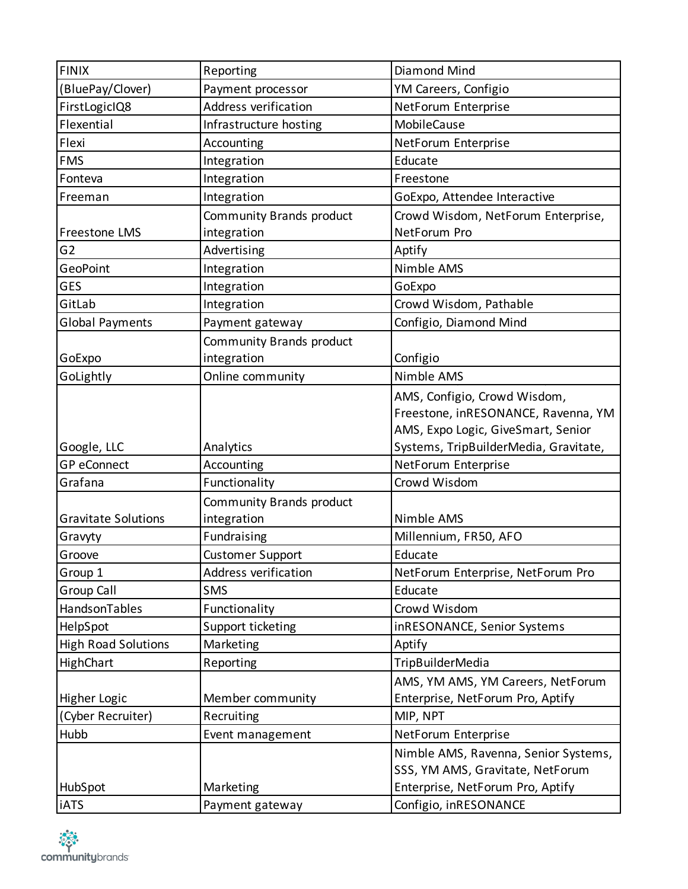| FINIX | Reporting | Diamond Mind |
|---|---|---|
| (BluePay/Clover) | Payment processor | YM Careers, Configio |
| FirstLogicIQ8 | Address verification | NetForum Enterprise |
| Flexential | Infrastructure hosting | MobileCause |
| Flexi | Accounting | NetForum Enterprise |
| FMS | Integration | Educate |
| Fonteva | Integration | Freestone |
| Freeman | Integration | GoExpo, Attendee Interactive |
| Freestone LMS | Community Brands product integration | Crowd Wisdom, NetForum Enterprise, NetForum Pro |
| G2 | Advertising | Aptify |
| GeoPoint | Integration | Nimble AMS |
| GES | Integration | GoExpo |
| GitLab | Integration | Crowd Wisdom, Pathable |
| Global Payments | Payment gateway | Configio, Diamond Mind |
| GoExpo | Community Brands product integration | Configio |
| GoLightly | Online community | Nimble AMS |
| Google, LLC | Analytics | AMS, Configio, Crowd Wisdom, Freestone, inRESONANCE, Ravenna, YM AMS, Expo Logic, GiveSmart, Senior Systems, TripBuilderMedia, Gravitate, |
| GP eConnect | Accounting | NetForum Enterprise |
| Grafana | Functionality | Crowd Wisdom |
| Gravitate Solutions | Community Brands product integration | Nimble AMS |
| Gravyty | Fundraising | Millennium, FR50, AFO |
| Groove | Customer Support | Educate |
| Group 1 | Address verification | NetForum Enterprise, NetForum Pro |
| Group Call | SMS | Educate |
| HandsonTables | Functionality | Crowd Wisdom |
| HelpSpot | Support ticketing | inRESONANCE, Senior Systems |
| High Road Solutions | Marketing | Aptify |
| HighChart | Reporting | TripBuilderMedia |
| Higher Logic | Member community | AMS, YM AMS, YM Careers, NetForum Enterprise, NetForum Pro, Aptify |
| (Cyber Recruiter) | Recruiting | MIP, NPT |
| Hubb | Event management | NetForum Enterprise |
| HubSpot | Marketing | Nimble AMS, Ravenna, Senior Systems, SSS, YM AMS, Gravitate, NetForum Enterprise, NetForum Pro, Aptify |
| iATS | Payment gateway | Configio, inRESONANCE |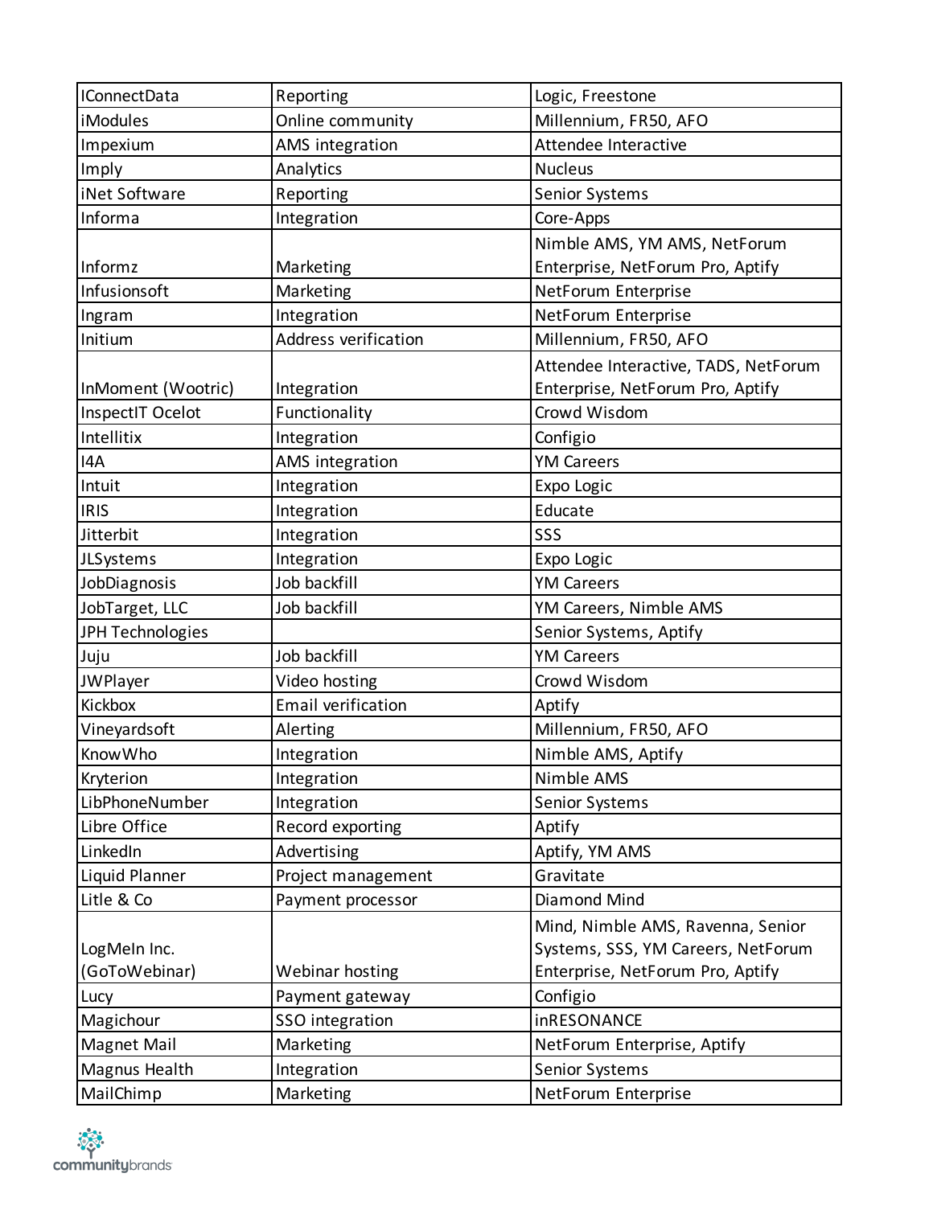| | | |
|---|---|---|
| IConnectData | Reporting | Logic, Freestone |
| iModules | Online community | Millennium, FR50, AFO |
| Impexium | AMS integration | Attendee Interactive |
| Imply | Analytics | Nucleus |
| iNet Software | Reporting | Senior Systems |
| Informa | Integration | Core-Apps |
| Informz | Marketing | Nimble AMS, YM AMS, NetForum Enterprise, NetForum Pro, Aptify |
| Infusionsoft | Marketing | NetForum Enterprise |
| Ingram | Integration | NetForum Enterprise |
| Initium | Address verification | Millennium, FR50, AFO |
| InMoment (Wootric) | Integration | Attendee Interactive, TADS, NetForum Enterprise, NetForum Pro, Aptify |
| InspectIT Ocelot | Functionality | Crowd Wisdom |
| Intellitix | Integration | Configio |
| I4A | AMS integration | YM Careers |
| Intuit | Integration | Expo Logic |
| IRIS | Integration | Educate |
| Jitterbit | Integration | SSS |
| JLSystems | Integration | Expo Logic |
| JobDiagnosis | Job backfill | YM Careers |
| JobTarget, LLC | Job backfill | YM Careers, Nimble AMS |
| JPH Technologies | | Senior Systems, Aptify |
| Juju | Job backfill | YM Careers |
| JWPlayer | Video hosting | Crowd Wisdom |
| Kickbox | Email verification | Aptify |
| Vineyardsoft | Alerting | Millennium, FR50, AFO |
| KnowWho | Integration | Nimble AMS, Aptify |
| Kryterion | Integration | Nimble AMS |
| LibPhoneNumber | Integration | Senior Systems |
| Libre Office | Record exporting | Aptify |
| LinkedIn | Advertising | Aptify, YM AMS |
| Liquid Planner | Project management | Gravitate |
| Litle & Co | Payment processor | Diamond Mind |
| LogMeIn Inc. (GoToWebinar) | Webinar hosting | Mind, Nimble AMS, Ravenna, Senior Systems, SSS, YM Careers, NetForum Enterprise, NetForum Pro, Aptify |
| Lucy | Payment gateway | Configio |
| Magichour | SSO integration | inRESONANCE |
| Magnet Mail | Marketing | NetForum Enterprise, Aptify |
| Magnus Health | Integration | Senior Systems |
| MailChimp | Marketing | NetForum Enterprise |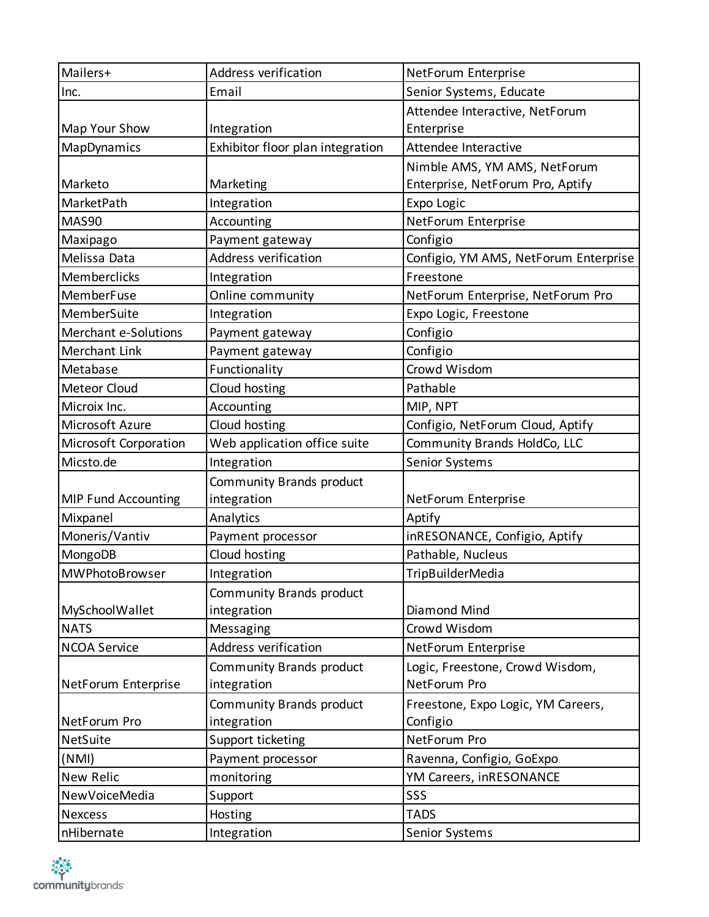| | | |
|---|---|---|
| Mailers+ | Address verification | NetForum Enterprise |
| Inc. | Email | Senior Systems, Educate |
| Map Your Show | Integration | Attendee Interactive, NetForum Enterprise |
| MapDynamics | Exhibitor floor plan integration | Attendee Interactive |
| Marketo | Marketing | Nimble AMS, YM AMS, NetForum Enterprise, NetForum Pro, Aptify |
| MarketPath | Integration | Expo Logic |
| MAS90 | Accounting | NetForum Enterprise |
| Maxipago | Payment gateway | Configio |
| Melissa Data | Address verification | Configio, YM AMS, NetForum Enterprise |
| Memberclicks | Integration | Freestone |
| MemberFuse | Online community | NetForum Enterprise, NetForum Pro |
| MemberSuite | Integration | Expo Logic, Freestone |
| Merchant e-Solutions | Payment gateway | Configio |
| Merchant Link | Payment gateway | Configio |
| Metabase | Functionality | Crowd Wisdom |
| Meteor Cloud | Cloud hosting | Pathable |
| Microix Inc. | Accounting | MIP, NPT |
| Microsoft Azure | Cloud hosting | Configio, NetForum Cloud, Aptify |
| Microsoft Corporation | Web application office suite | Community Brands HoldCo, LLC |
| Micsto.de | Integration | Senior Systems |
| MIP Fund Accounting | Community Brands product integration | NetForum Enterprise |
| Mixpanel | Analytics | Aptify |
| Moneris/Vantiv | Payment processor | inRESONANCE, Configio, Aptify |
| MongoDB | Cloud hosting | Pathable, Nucleus |
| MWPhotoBrowser | Integration | TripBuilderMedia |
| MySchoolWallet | Community Brands product integration | Diamond Mind |
| NATS | Messaging | Crowd Wisdom |
| NCOA Service | Address verification | NetForum Enterprise |
| NetForum Enterprise | Community Brands product integration | Logic, Freestone, Crowd Wisdom, NetForum Pro |
| NetForum Pro | Community Brands product integration | Freestone, Expo Logic, YM Careers, Configio |
| NetSuite | Support ticketing | NetForum Pro |
| (NMI) | Payment processor | Ravenna, Configio, GoExpo |
| New Relic | monitoring | YM Careers, inRESONANCE |
| NewVoiceMedia | Support | SSS |
| Nexcess | Hosting | TADS |
| nHibernate | Integration | Senior Systems |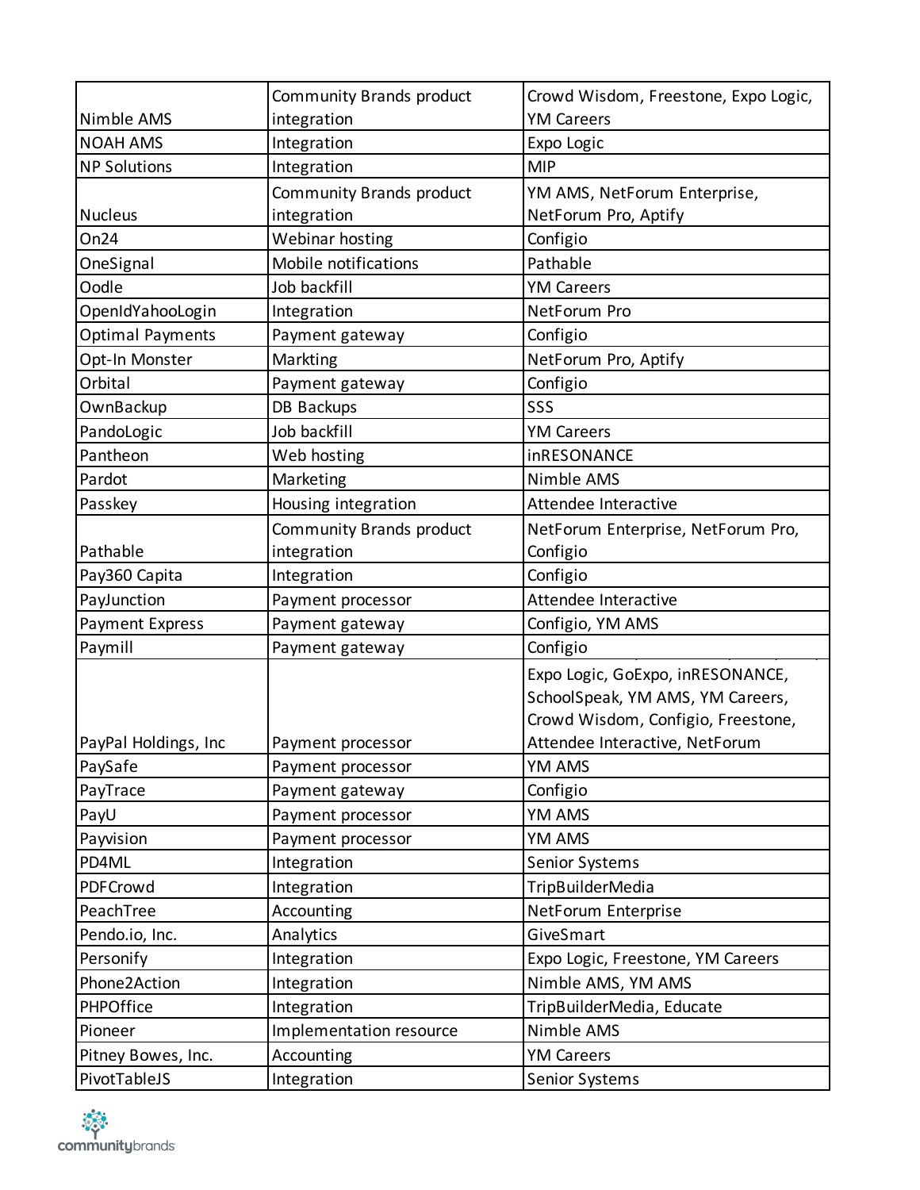| | | |
|---|---|---|
| Nimble AMS | Community Brands product integration | Crowd Wisdom, Freestone, Expo Logic, YM Careers |
| NOAH AMS | Integration | Expo Logic |
| NP Solutions | Integration | MIP |
| Nucleus | Community Brands product integration | YM AMS, NetForum Enterprise, NetForum Pro, Aptify |
| On24 | Webinar hosting | Configio |
| OneSignal | Mobile notifications | Pathable |
| Oodle | Job backfill | YM Careers |
| OpenIdYahooLogin | Integration | NetForum Pro |
| Optimal Payments | Payment gateway | Configio |
| Opt-In Monster | Markting | NetForum Pro, Aptify |
| Orbital | Payment gateway | Configio |
| OwnBackup | DB Backups | SSS |
| PandoLogic | Job backfill | YM Careers |
| Pantheon | Web hosting | inRESONANCE |
| Pardot | Marketing | Nimble AMS |
| Passkey | Housing integration | Attendee Interactive |
| Pathable | Community Brands product integration | NetForum Enterprise, NetForum Pro, Configio |
| Pay360 Capita | Integration | Configio |
| PayJunction | Payment processor | Attendee Interactive |
| Payment Express | Payment gateway | Configio, YM AMS |
| Paymill | Payment gateway | Configio |
| PayPal Holdings, Inc | Payment processor | Expo Logic, GoExpo, inRESONANCE, SchoolSpeak, YM AMS, YM Careers, Crowd Wisdom, Configio, Freestone, Attendee Interactive, NetForum |
| PaySafe | Payment processor | YM AMS |
| PayTrace | Payment gateway | Configio |
| PayU | Payment processor | YM AMS |
| Payvision | Payment processor | YM AMS |
| PD4ML | Integration | Senior Systems |
| PDFCrowd | Integration | TripBuilderMedia |
| PeachTree | Accounting | NetForum Enterprise |
| Pendo.io, Inc. | Analytics | GiveSmart |
| Personify | Integration | Expo Logic, Freestone, YM Careers |
| Phone2Action | Integration | Nimble AMS, YM AMS |
| PHPOffice | Integration | TripBuilderMedia, Educate |
| Pioneer | Implementation resource | Nimble AMS |
| Pitney Bowes, Inc. | Accounting | YM Careers |
| PivotTableJS | Integration | Senior Systems |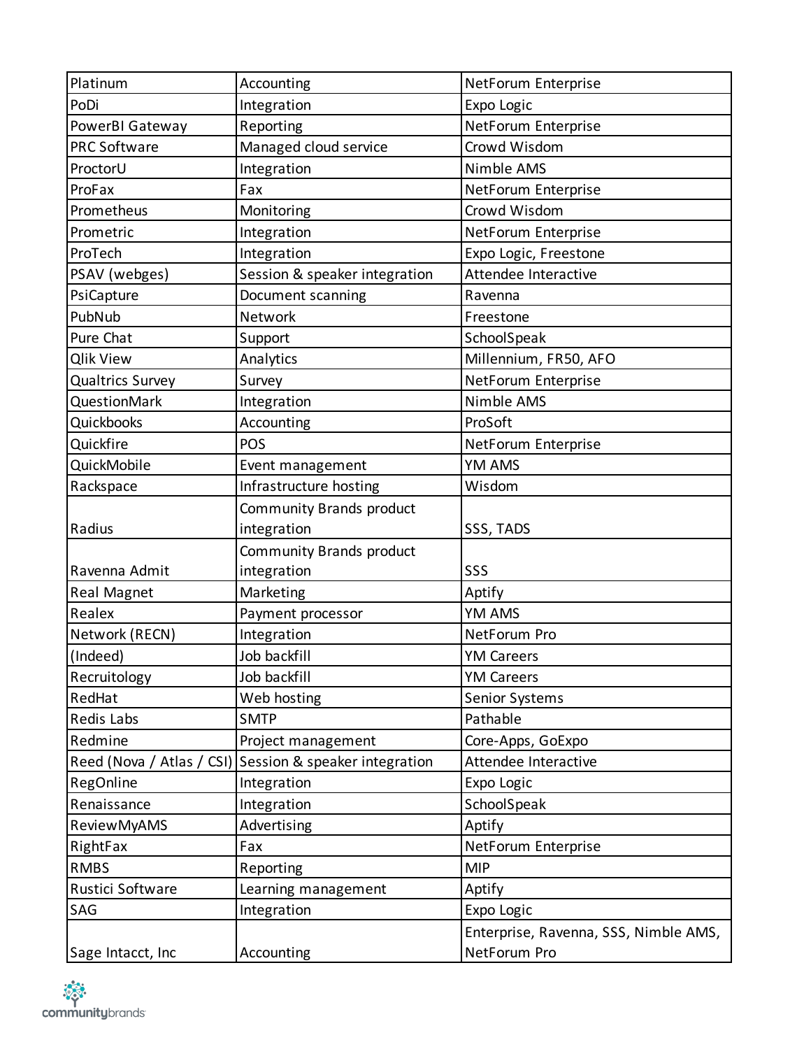| | | |
|---|---|---|
| Platinum | Accounting | NetForum Enterprise |
| PoDi | Integration | Expo Logic |
| PowerBI Gateway | Reporting | NetForum Enterprise |
| PRC Software | Managed cloud service | Crowd Wisdom |
| ProctorU | Integration | Nimble AMS |
| ProFax | Fax | NetForum Enterprise |
| Prometheus | Monitoring | Crowd Wisdom |
| Prometric | Integration | NetForum Enterprise |
| ProTech | Integration | Expo Logic, Freestone |
| PSAV (webges) | Session & speaker integration | Attendee Interactive |
| PsiCapture | Document scanning | Ravenna |
| PubNub | Network | Freestone |
| Pure Chat | Support | SchoolSpeak |
| Qlik View | Analytics | Millennium, FR50, AFO |
| Qualtrics Survey | Survey | NetForum Enterprise |
| QuestionMark | Integration | Nimble AMS |
| Quickbooks | Accounting | ProSoft |
| Quickfire | POS | NetForum Enterprise |
| QuickMobile | Event management | YM AMS |
| Rackspace | Infrastructure hosting | Wisdom |
| Radius | Community Brands product integration | SSS, TADS |
| Ravenna Admit | Community Brands product integration | SSS |
| Real Magnet | Marketing | Aptify |
| Realex | Payment processor | YM AMS |
| Network (RECN) | Integration | NetForum Pro |
| (Indeed) | Job backfill | YM Careers |
| Recruitology | Job backfill | YM Careers |
| RedHat | Web hosting | Senior Systems |
| Redis Labs | SMTP | Pathable |
| Redmine | Project management | Core-Apps, GoExpo |
| Reed (Nova / Atlas / CSI) | Session & speaker integration | Attendee Interactive |
| RegOnline | Integration | Expo Logic |
| Renaissance | Integration | SchoolSpeak |
| ReviewMyAMS | Advertising | Aptify |
| RightFax | Fax | NetForum Enterprise |
| RMBS | Reporting | MIP |
| Rustici Software | Learning management | Aptify |
| SAG | Integration | Expo Logic |
| Sage Intacct, Inc | Accounting | Enterprise, Ravenna, SSS, Nimble AMS, NetForum Pro |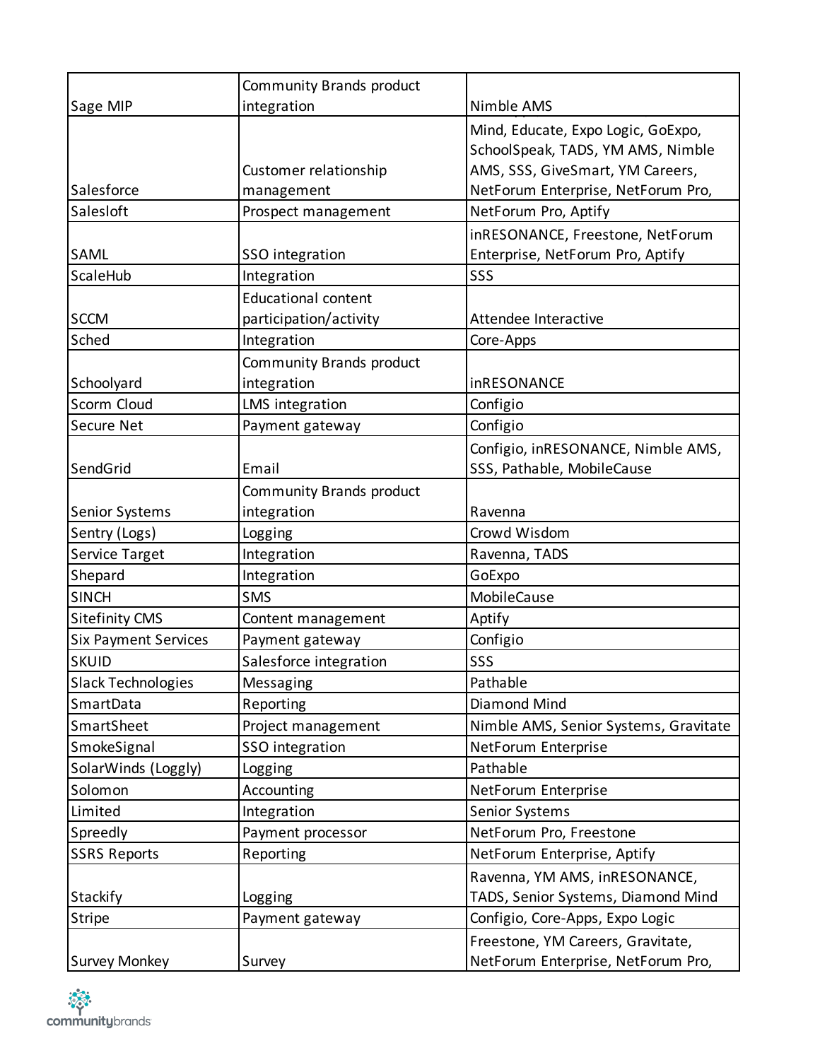| | | |
|---|---|---|
| Sage MIP | Community Brands product integration | Nimble AMS |
| Salesforce | Customer relationship management | Mind, Educate, Expo Logic, GoExpo, SchoolSpeak, TADS, YM AMS, Nimble AMS, SSS, GiveSmart, YM Careers, NetForum Enterprise, NetForum Pro, |
| Salesloft | Prospect management | NetForum Pro, Aptify |
| SAML | SSO integration | inRESONANCE, Freestone, NetForum Enterprise, NetForum Pro, Aptify |
| ScaleHub | Integration | SSS |
| SCCM | Educational content participation/activity | Attendee Interactive |
| Sched | Integration | Core-Apps |
| Schoolyard | Community Brands product integration | inRESONANCE |
| Scorm Cloud | LMS integration | Configio |
| Secure Net | Payment gateway | Configio |
| SendGrid | Email | Configio, inRESONANCE, Nimble AMS, SSS, Pathable, MobileCause |
| Senior Systems | Community Brands product integration | Ravenna |
| Sentry (Logs) | Logging | Crowd Wisdom |
| Service Target | Integration | Ravenna, TADS |
| Shepard | Integration | GoExpo |
| SINCH | SMS | MobileCause |
| Sitefinity CMS | Content management | Aptify |
| Six Payment Services | Payment gateway | Configio |
| SKUID | Salesforce integration | SSS |
| Slack Technologies | Messaging | Pathable |
| SmartData | Reporting | Diamond Mind |
| SmartSheet | Project management | Nimble AMS, Senior Systems, Gravitate |
| SmokeSignal | SSO integration | NetForum Enterprise |
| SolarWinds (Loggly) | Logging | Pathable |
| Solomon | Accounting | NetForum Enterprise |
| Limited | Integration | Senior Systems |
| Spreedly | Payment processor | NetForum Pro, Freestone |
| SSRS Reports | Reporting | NetForum Enterprise, Aptify |
| Stackify | Logging | Ravenna, YM AMS, inRESONANCE, TADS, Senior Systems, Diamond Mind |
| Stripe | Payment gateway | Configio, Core-Apps, Expo Logic |
| Survey Monkey | Survey | Freestone, YM Careers, Gravitate, NetForum Enterprise, NetForum Pro, |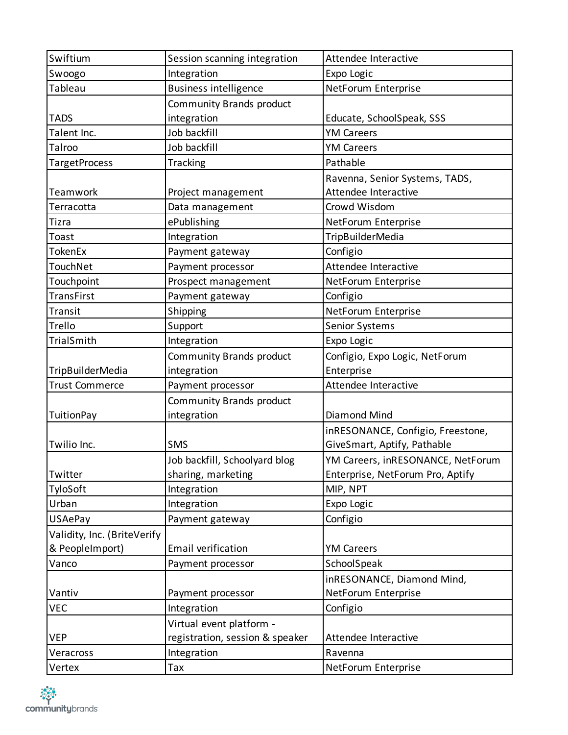| Swiftium | Session scanning integration | Attendee Interactive |
|---|---|---|
| Swoogo | Integration | Expo Logic |
| Tableau | Business intelligence | NetForum Enterprise |
| TADS | Community Brands product integration | Educate, SchoolSpeak, SSS |
| Talent Inc. | Job backfill | YM Careers |
| Talroo | Job backfill | YM Careers |
| TargetProcess | Tracking | Pathable |
| Teamwork | Project management | Ravenna, Senior Systems, TADS, Attendee Interactive |
| Terracotta | Data management | Crowd Wisdom |
| Tizra | ePublishing | NetForum Enterprise |
| Toast | Integration | TripBuilderMedia |
| TokenEx | Payment gateway | Configio |
| TouchNet | Payment processor | Attendee Interactive |
| Touchpoint | Prospect management | NetForum Enterprise |
| TransFirst | Payment gateway | Configio |
| Transit | Shipping | NetForum Enterprise |
| Trello | Support | Senior Systems |
| TrialSmith | Integration | Expo Logic |
| TripBuilderMedia | Community Brands product integration | Configio, Expo Logic, NetForum Enterprise |
| Trust Commerce | Payment processor | Attendee Interactive |
| TuitionPay | Community Brands product integration | Diamond Mind |
| Twilio Inc. | SMS | inRESONANCE, Configio, Freestone, GiveSmart, Aptify, Pathable |
| Twitter | Job backfill, Schoolyard blog sharing, marketing | YM Careers, inRESONANCE, NetForum Enterprise, NetForum Pro, Aptify |
| TyloSoft | Integration | MIP, NPT |
| Urban | Integration | Expo Logic |
| USAePay | Payment gateway | Configio |
| Validity, Inc. (BriteVerify & PeopleImport) | Email verification | YM Careers |
| Vanco | Payment processor | SchoolSpeak |
| Vantiv | Payment processor | inRESONANCE, Diamond Mind, NetForum Enterprise |
| VEC | Integration | Configio |
| VEP | Virtual event platform - registration, session & speaker | Attendee Interactive |
| Veracross | Integration | Ravenna |
| Vertex | Tax | NetForum Enterprise |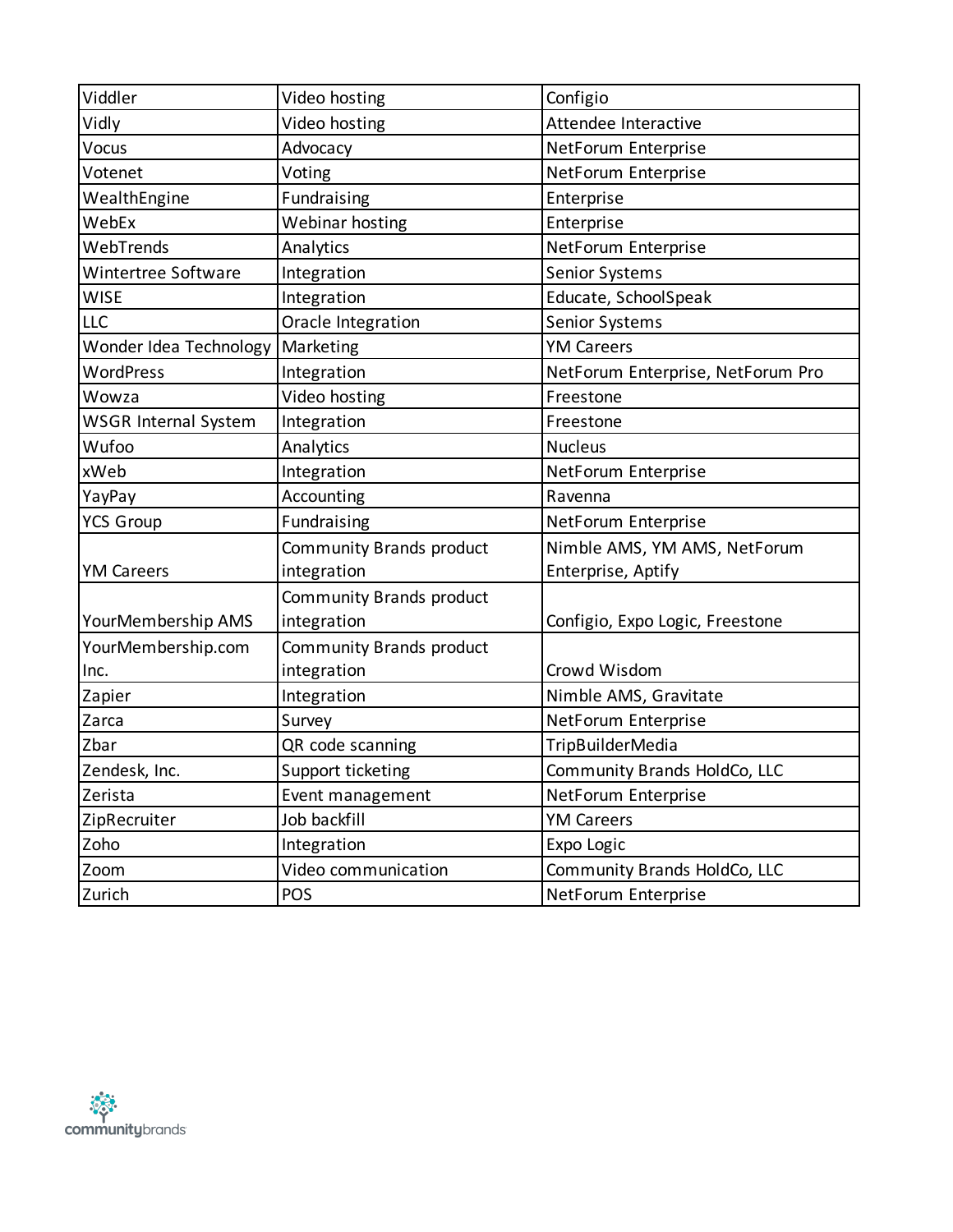| | | |
|---|---|---|
| Viddler | Video hosting | Configio |
| Vidly | Video hosting | Attendee Interactive |
| Vocus | Advocacy | NetForum Enterprise |
| Votenet | Voting | NetForum Enterprise |
| WealthEngine | Fundraising | Enterprise |
| WebEx | Webinar hosting | Enterprise |
| WebTrends | Analytics | NetForum Enterprise |
| Wintertree Software | Integration | Senior Systems |
| WISE | Integration | Educate, SchoolSpeak |
| LLC | Oracle Integration | Senior Systems |
| Wonder Idea Technology | Marketing | YM Careers |
| WordPress | Integration | NetForum Enterprise, NetForum Pro |
| Wowza | Video hosting | Freestone |
| WSGR Internal System | Integration | Freestone |
| Wufoo | Analytics | Nucleus |
| xWeb | Integration | NetForum Enterprise |
| YayPay | Accounting | Ravenna |
| YCS Group | Fundraising | NetForum Enterprise |
| YM Careers | Community Brands product integration | Nimble AMS, YM AMS, NetForum Enterprise, Aptify |
| YourMembership AMS | Community Brands product integration | Configio, Expo Logic, Freestone |
| YourMembership.com Inc. | Community Brands product integration | Crowd Wisdom |
| Zapier | Integration | Nimble AMS, Gravitate |
| Zarca | Survey | NetForum Enterprise |
| Zbar | QR code scanning | TripBuilderMedia |
| Zendesk, Inc. | Support ticketing | Community Brands HoldCo, LLC |
| Zerista | Event management | NetForum Enterprise |
| ZipRecruiter | Job backfill | YM Careers |
| Zoho | Integration | Expo Logic |
| Zoom | Video communication | Community Brands HoldCo, LLC |
| Zurich | POS | NetForum Enterprise |